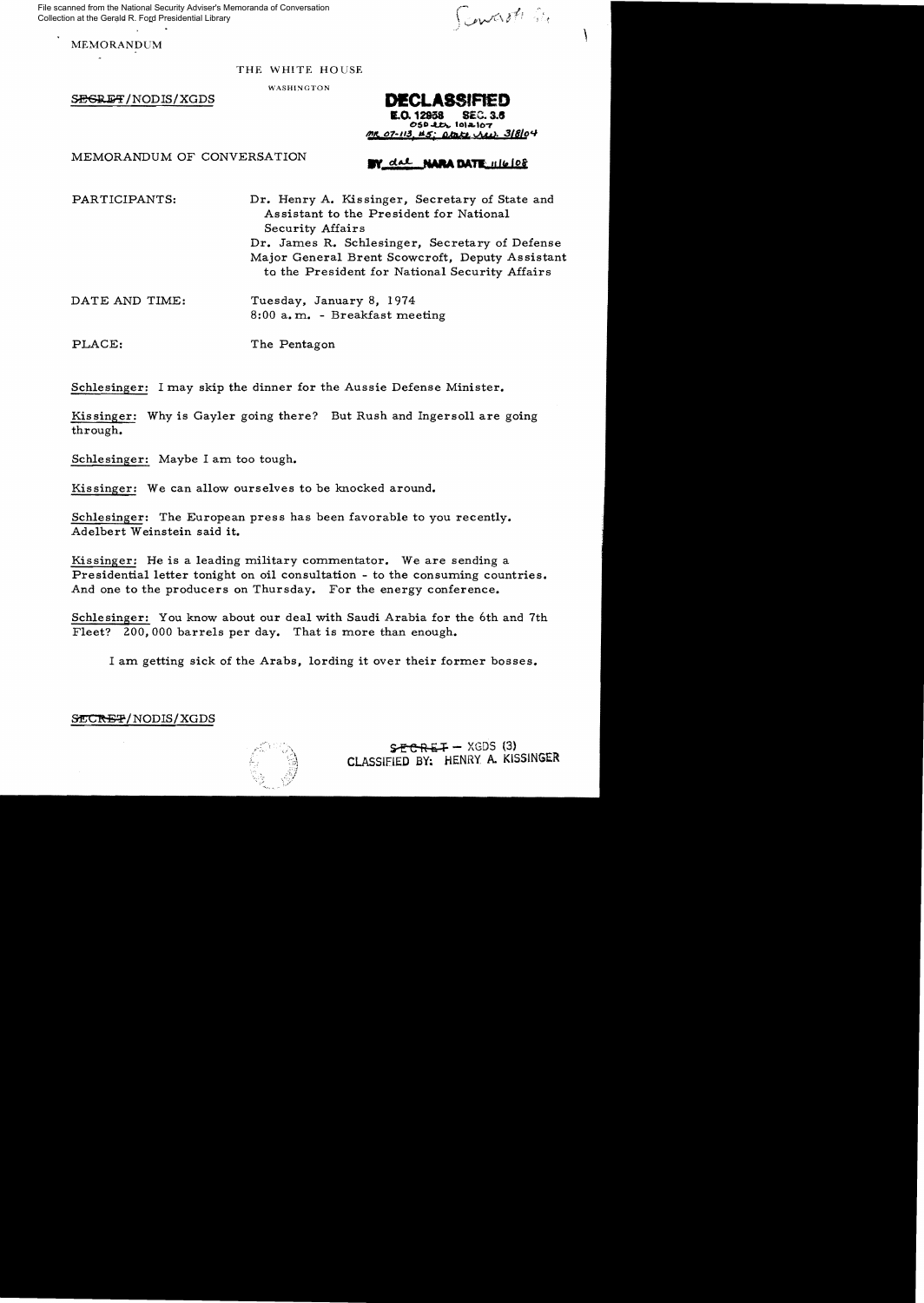File scanned from the National Security Adviser's Memoranda of Conversation Collection at the Gerald R. Ford Presidential Library

MEMORANDUM

THE WHITE HOUSE

WASHINGTON

~~SECRET~~/NODIS/XGDS

**DECLASSIFIED**
**E.O. 12958 SEC. 3.6**
OSD ltr. 10/2/07
MR 07-113, #5; State ltr. 3/8/04
BY dal NARA DATE 11/6/08

MEMORANDUM OF CONVERSATION

PARTICIPANTS: Dr. Henry A. Kissinger, Secretary of State and Assistant to the President for National Security Affairs
Dr. James R. Schlesinger, Secretary of Defense
Major General Brent Scowcroft, Deputy Assistant to the President for National Security Affairs

DATE AND TIME: Tuesday, January 8, 1974
8:00 a.m. - Breakfast meeting

PLACE: The Pentagon

Schlesinger: I may skip the dinner for the Aussie Defense Minister.

Kissinger: Why is Gayler going there? But Rush and Ingersoll are going through.

Schlesinger: Maybe I am too tough.

Kissinger: We can allow ourselves to be knocked around.

Schlesinger: The European press has been favorable to you recently. Adelbert Weinstein said it.

Kissinger: He is a leading military commentator. We are sending a Presidential letter tonight on oil consultation - to the consuming countries. And one to the producers on Thursday. For the energy conference.

Schlesinger: You know about our deal with Saudi Arabia for the 6th and 7th Fleet? 200,000 barrels per day. That is more than enough.

I am getting sick of the Arabs, lording it over their former bosses.

~~SECRET~~/NODIS/XGDS

~~SECRET~~ - XGDS (3)
CLASSIFIED BY: HENRY A. KISSINGER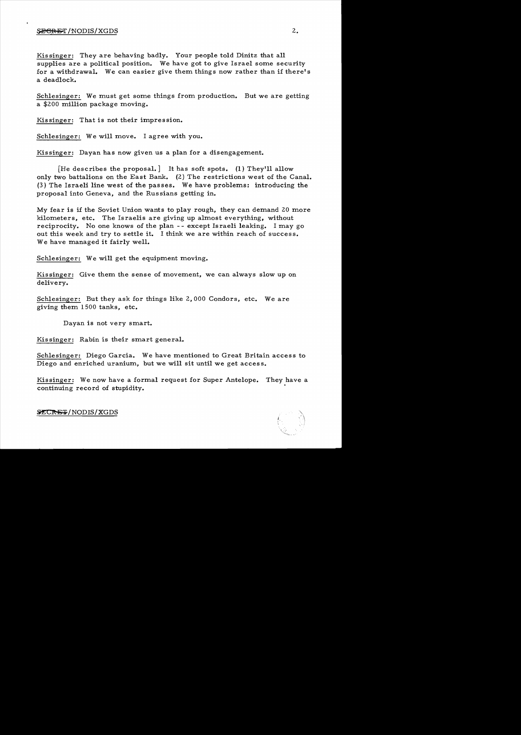Kissinger: They are behaving badly. Your people told Dinitz that all supplies are a political position. We have got to give Israel some security for a withdrawal. We can easier give them things now rather than if there's a deadlock.

Schlesinger: We must get some things from production. But we are getting a $200 million package moving.

Kissinger: That is not their impression.

Schlesinger: We will move. I agree with you.

Kissinger: Dayan has now given us a plan for a disengagement.

[He describes the proposal.] It has soft spots. (1) They'll allow only two battalions on the East Bank. (2) The restrictions west of the Canal. (3) The Israeli line west of the passes. We have problems: introducing the proposal into Geneva, and the Russians getting in.

My fear is if the Soviet Union wants to play rough, they can demand 20 more kilometers, etc. The Israelis are giving up almost everything, without reciprocity. No one knows of the plan -- except Israeli leaking. I may go out this week and try to settle it. I think we are within reach of success. We have managed it fairly well.

Schlesinger: We will get the equipment moving.

Kissinger: Give them the sense of movement, we can always slow up on delivery.

Schlesinger: But they ask for things like 2,000 Condors, etc. We are giving them 1500 tanks, etc.

Dayan is not very smart.

Kissinger: Rabin is their smart general.

Schlesinger: Diego Garcia. We have mentioned to Great Britain access to Diego and enriched uranium, but we will sit until we get access.

Kissinger: We now have a formal request for Super Antelope. They have a continuing record of stupidity.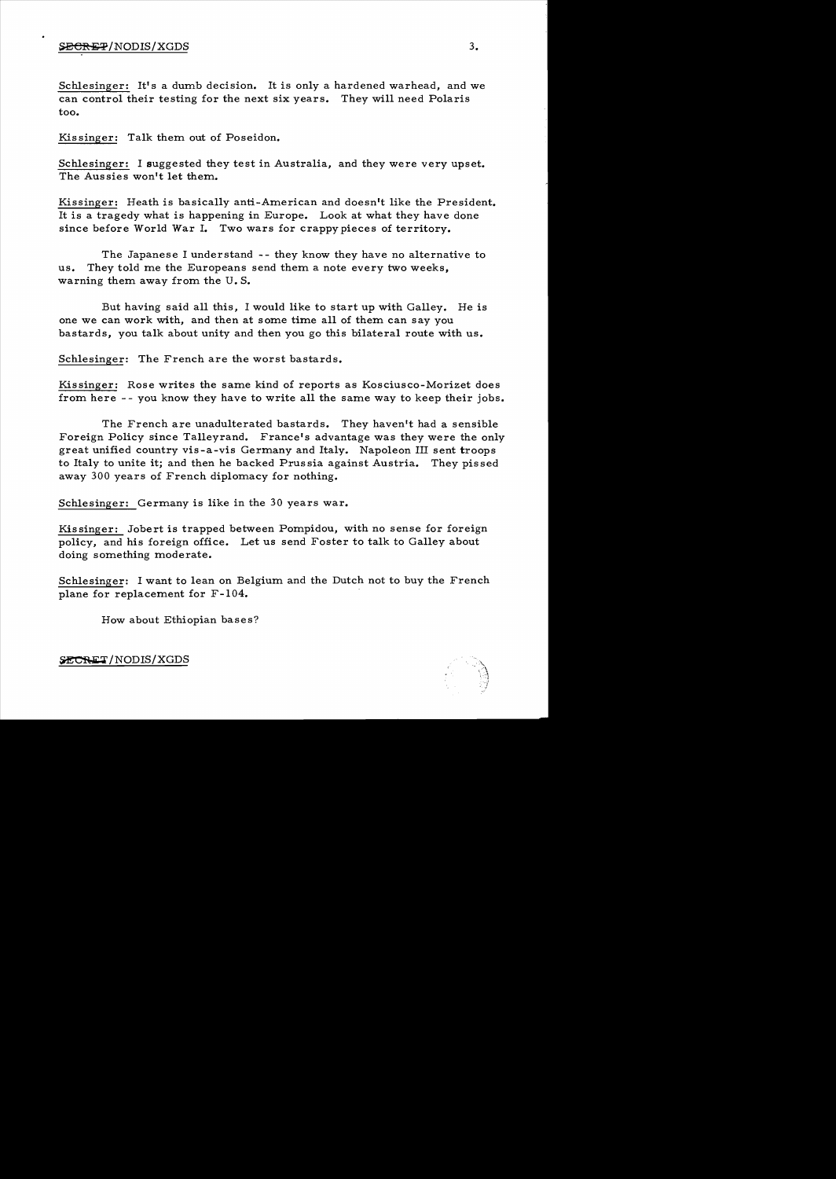Schlesinger: It's a dumb decision. It is only a hardened warhead, and we can control their testing for the next six years. They will need Polaris too.

Kissinger: Talk them out of Poseidon.

Schlesinger: I suggested they test in Australia, and they were very upset. The Aussies won't let them.

Kissinger: Heath is basically anti-American and doesn't like the President. It is a tragedy what is happening in Europe. Look at what they have done since before World War I. Two wars for crappy pieces of territory.

The Japanese I understand -- they know they have no alternative to us. They told me the Europeans send them a note every two weeks, warning them away from the U.S.

But having said all this, I would like to start up with Galley. He is one we can work with, and then at some time all of them can say you bastards, you talk about unity and then you go this bilateral route with us.

Schlesinger: The French are the worst bastards.

Kissinger: Rose writes the same kind of reports as Kosciusco-Morizet does from here -- you know they have to write all the same way to keep their jobs.

The French are unadulterated bastards. They haven't had a sensible Foreign Policy since Talleyrand. France's advantage was they were the only great unified country vis-a-vis Germany and Italy. Napoleon III sent troops to Italy to unite it; and then he backed Prussia against Austria. They pissed away 300 years of French diplomacy for nothing.

Schlesinger: Germany is like in the 30 years war.

Kissinger: Jobert is trapped between Pompidou, with no sense for foreign policy, and his foreign office. Let us send Foster to talk to Galley about doing something moderate.

Schlesinger: I want to lean on Belgium and the Dutch not to buy the French plane for replacement for F-104.

How about Ethiopian bases?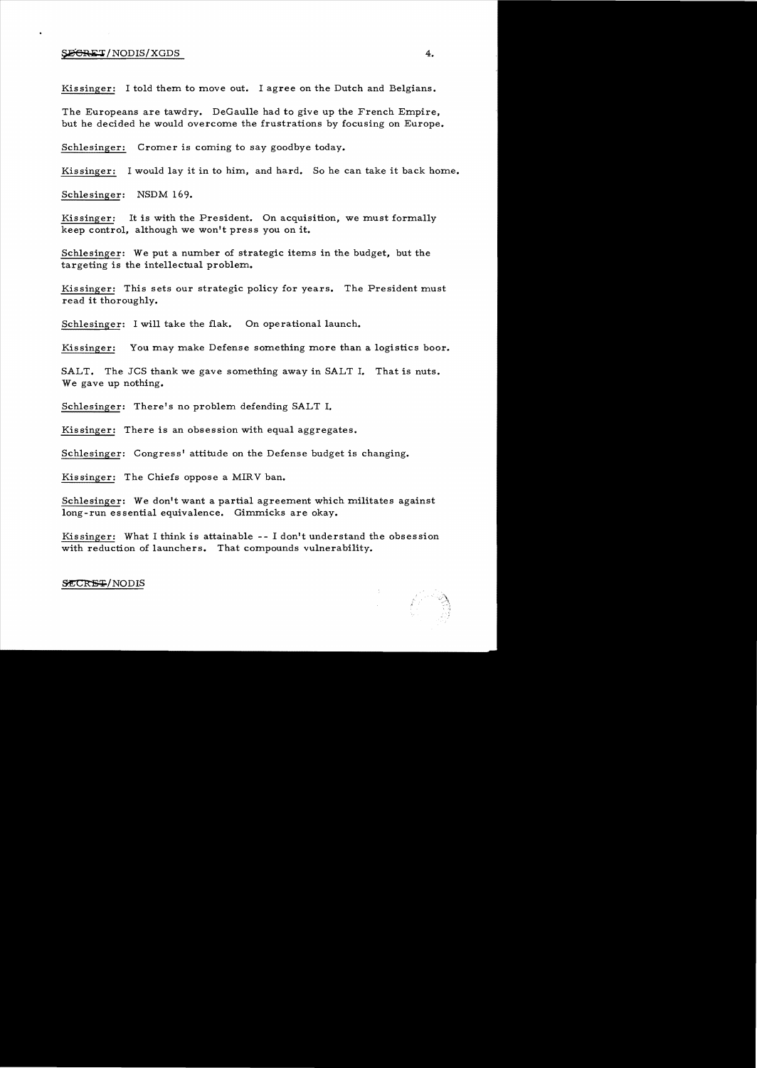Kissinger: I told them to move out. I agree on the Dutch and Belgians.

The Europeans are tawdry. DeGaulle had to give up the French Empire, but he decided he would overcome the frustrations by focusing on Europe.

Schlesinger: Cromer is coming to say goodbye today.

Kissinger: I would lay it in to him, and hard. So he can take it back home.

Schlesinger: NSDM 169.

Kissinger: It is with the President. On acquisition, we must formally keep control, although we won't press you on it.

Schlesinger: We put a number of strategic items in the budget, but the targeting is the intellectual problem.

Kissinger: This sets our strategic policy for years. The President must read it thoroughly.

Schlesinger: I will take the flak. On operational launch.

Kissinger: You may make Defense something more than a logistics boor.

SALT. The JCS thank we gave something away in SALT I. That is nuts. We gave up nothing.

Schlesinger: There's no problem defending SALT I.

Kissinger: There is an obsession with equal aggregates.

Schlesinger: Congress' attitude on the Defense budget is changing.

Kissinger: The Chiefs oppose a MIRV ban.

Schlesinger: We don't want a partial agreement which militates against long-run essential equivalence. Gimmicks are okay.

Kissinger: What I think is attainable -- I don't understand the obsession with reduction of launchers. That compounds vulnerability.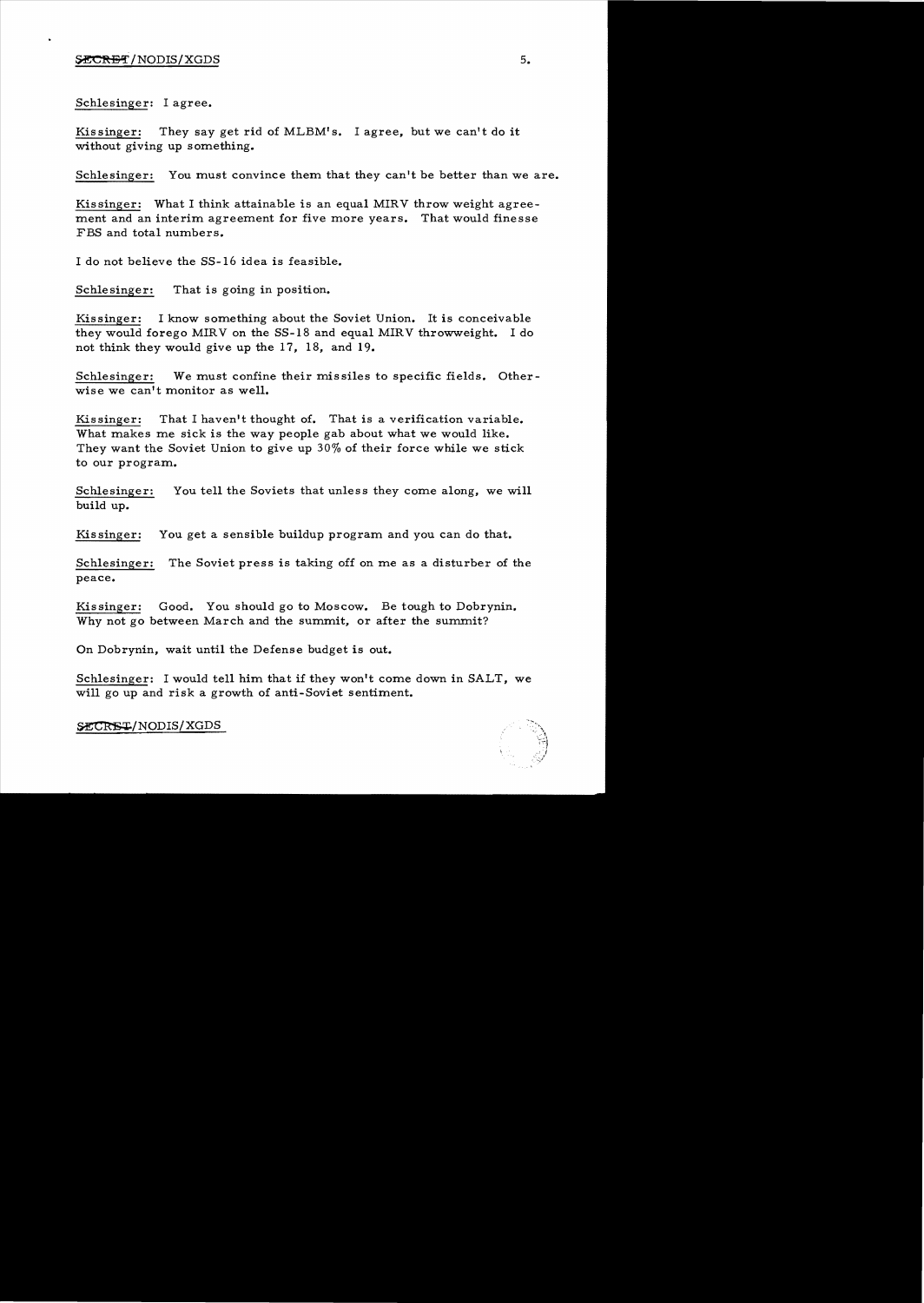Schlesinger: I agree.

Kissinger: They say get rid of MLBM's. I agree, but we can't do it without giving up something.

Schlesinger: You must convince them that they can't be better than we are.

Kissinger: What I think attainable is an equal MIRV throw weight agreement and an interim agreement for five more years. That would finesse FBS and total numbers.

I do not believe the SS-16 idea is feasible.

Schlesinger: That is going in position.

Kissinger: I know something about the Soviet Union. It is conceivable they would forego MIRV on the SS-18 and equal MIRV throwweight. I do not think they would give up the 17, 18, and 19.

Schlesinger: We must confine their missiles to specific fields. Otherwise we can't monitor as well.

Kissinger: That I haven't thought of. That is a verification variable. What makes me sick is the way people gab about what we would like. They want the Soviet Union to give up 30% of their force while we stick to our program.

Schlesinger: You tell the Soviets that unless they come along, we will build up.

Kissinger: You get a sensible buildup program and you can do that.

Schlesinger: The Soviet press is taking off on me as a disturber of the peace.

Kissinger: Good. You should go to Moscow. Be tough to Dobrynin. Why not go between March and the summit, or after the summit?

On Dobrynin, wait until the Defense budget is out.

Schlesinger: I would tell him that if they won't come down in SALT, we will go up and risk a growth of anti-Soviet sentiment.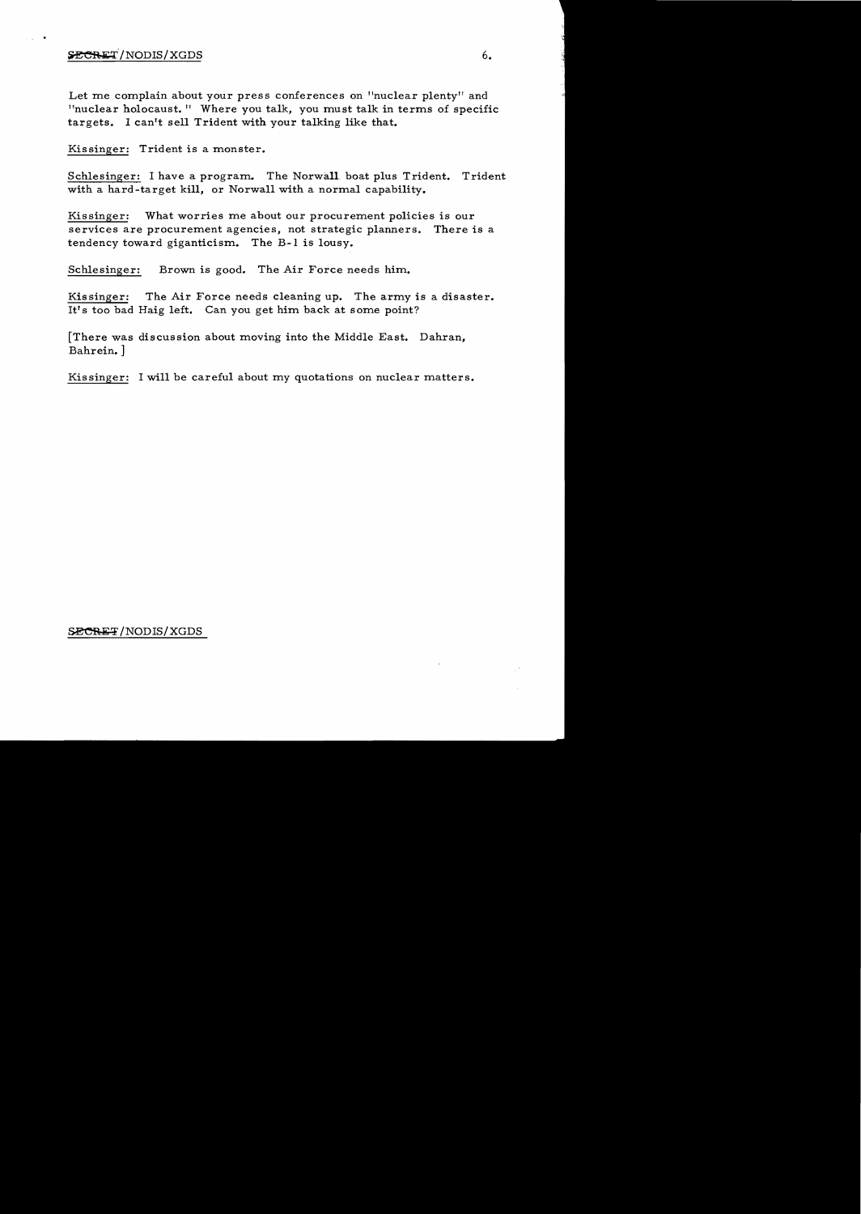Let me complain about your press conferences on "nuclear plenty" and "nuclear holocaust." Where you talk, you must talk in terms of specific targets. I can't sell Trident with your talking like that.

Kissinger: Trident is a monster.

Schlesinger: I have a program. The Norwall boat plus Trident. Trident with a hard-target kill, or Norwall with a normal capability.

Kissinger: What worries me about our procurement policies is our services are procurement agencies, not strategic planners. There is a tendency toward giganticism. The B-1 is lousy.

Schlesinger: Brown is good. The Air Force needs him.

Kissinger: The Air Force needs cleaning up. The army is a disaster. It's too bad Haig left. Can you get him back at some point?

[There was discussion about moving into the Middle East. Dahran, Bahrein.]

Kissinger: I will be careful about my quotations on nuclear matters.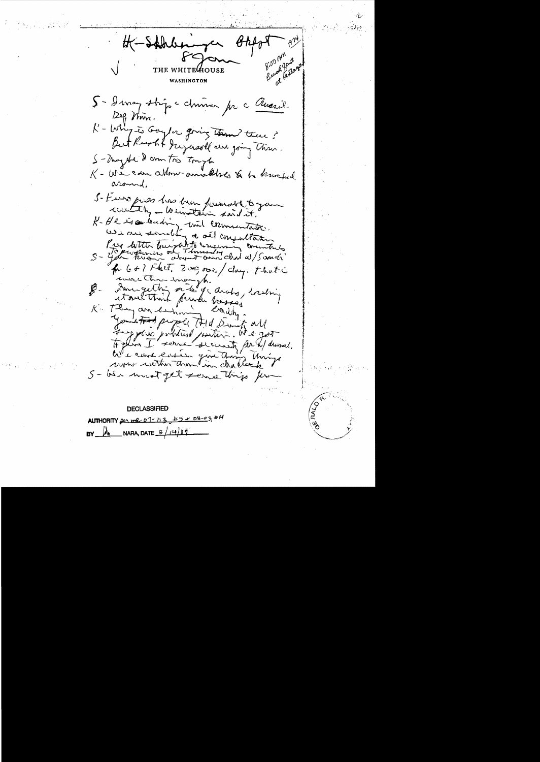K–Schlesinger Mtg 8 Jan 1974

8:00 PM Breakfast at Pentagon

THE WHITE HOUSE

WASHINGTON

S – I may skip a dinner for a Brazil Def Min.

K – Why is Gaylor going there? But Rush + Eagleburger are going there.

S – Maybe I am too tough

K – We can allow ambassadors to be knocked around.

S – Euro press has been favorable to your initiative – Weinstein said it.

K – He is a leading [?] commentator. We are sending a oil consultation for letter tonight to consuming countries

S – You know about our deal w/ Saudi for 6+7 Fleet. 200,000 / day. That is more than enough.

K – Something on the Arabs, lacking it and their private bosses

K – They are behaving badly. You + I must tell Dinitz all these political positions. We get together I serve security for w/ demand. We can easier give them things now within than in checks

S – We must get some things for –

DECLASSIFIED

AUTHORITY per MR 07-113, #5 + 08-03, #14

BY [initials] NARA, DATE 8/14/09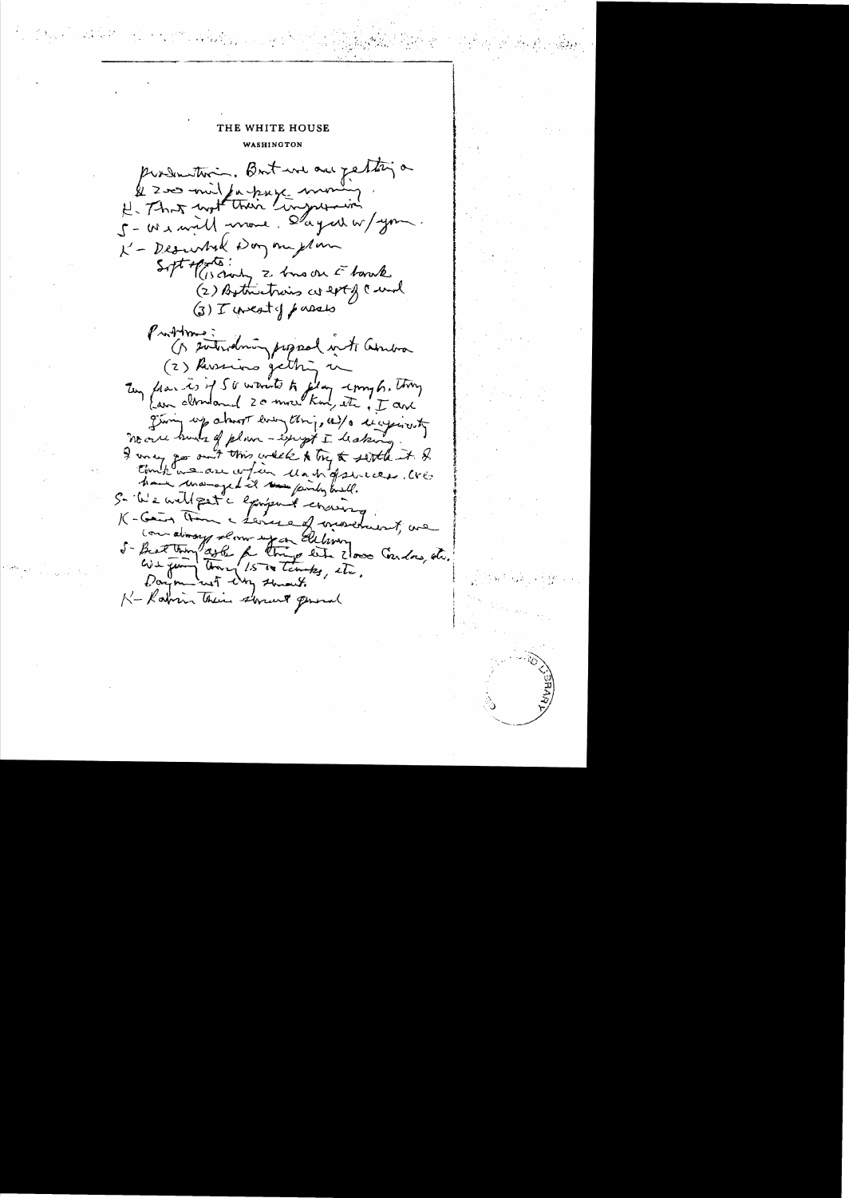THE WHITE HOUSE

WASHINGTON

presentation. But we are getting a $2 mil for huge money.

K - That isn't their impression.

S - We will move. Sayed w/you.

K - Desirable Dayan plan

Soft spots: (1) Only 2 km on E bank

(2) Restrictions on type of c[?]

(3) Transit of passes

Problems:

(1) Introducing proposal into Geneva

(2) Russians getting in

Big fear is if SU wants to play rough, they can demand 20 more km, etc. I am giving up almost everything, w/o reciprocity. No one knows of plan - except I be asking. I may go out this week & try to settle it. I think we are up front[?] on Middle East service. We have managed it pretty well.

S - We will get equipment moving.

K - Gave them a sense of movement, we can always slow up on delivery.

S - But they ask for things like 2000 Condors, etc. We give them 15 or tanks, etc.

Dayan wont [?] stand.

K - Rabin their smart general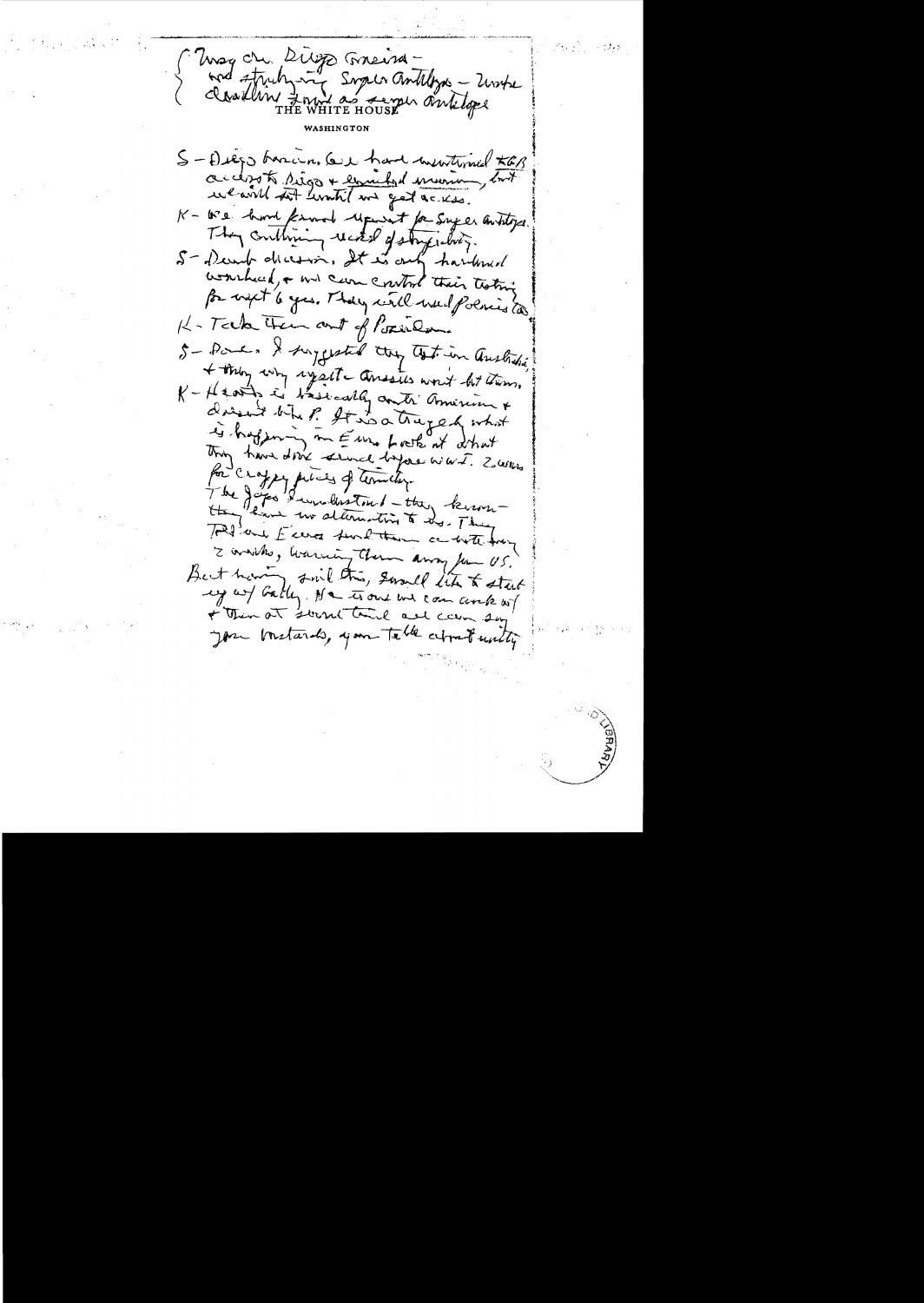(Tracy on Diego Garcia –
and studying Super Antelope – wrote
clarification from as super antelope)

THE WHITE HOUSE

WASHINGTON

S – Diego Garcia. We have mentioned to UK access to Diego + limited mission, but we will not until we get access.

K – We have formed upset for Super Antelope. They continuing waste of stupidity.

S – Dumb decision. It is only hardened warhead, + we can control their testing for next 6 years. They will need Polaris to

K – Take them out of Poseidon.

S – Done. I suggested they test in Australia + they very upset – Aussies won't let them.

K – Healey is basically anti-American + doesn't like P. It is a tragedy what is happening in Europe – look at what they have done since before WW I. 2 wars for crappy pieces of territory.

The Japs I understand – they know – they have no alternative to us. They told Europeans + told them a while/way 2 weeks, warning them away from US.

But having said this, I would like to start up w/ Gatty. He is one we can work w/ + then at some time all can say you bastards, you take a trip mainly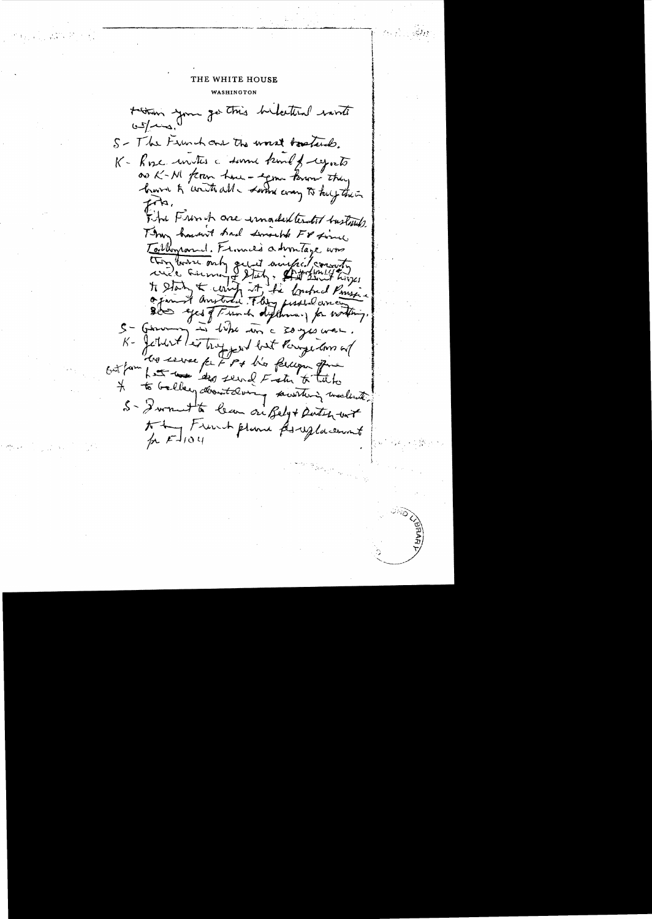THE WHITE HOUSE

WASHINGTON

return you go this bilateral route w/us.

S - The French are the worst bastards.

K - Rose writes a summary of reports on K-M from here - you know they have to write all sorts of way to justify their jobs.

The French are unadulterated bastards. They haven't had sensible FP since Talleyrand. France's advantage was they were only great unified country w/o Germany & Italy. ~~It~~ Before it was hinged to Italy & ~~~~ it, he backed Prussia against Austria. They pissed away 300 yrs of French diplomacy for nothing.

S - Germany is like in a 30 yrs war.

K - Jobert is trapped but Pompidou can't do sense for FP & his foreign office. But from ~~~~ to send Foster to Tito

\* to balky advantage something ~~~~.

S - I want to lean on Belg & Dutch not to buy French plane for replacement for F104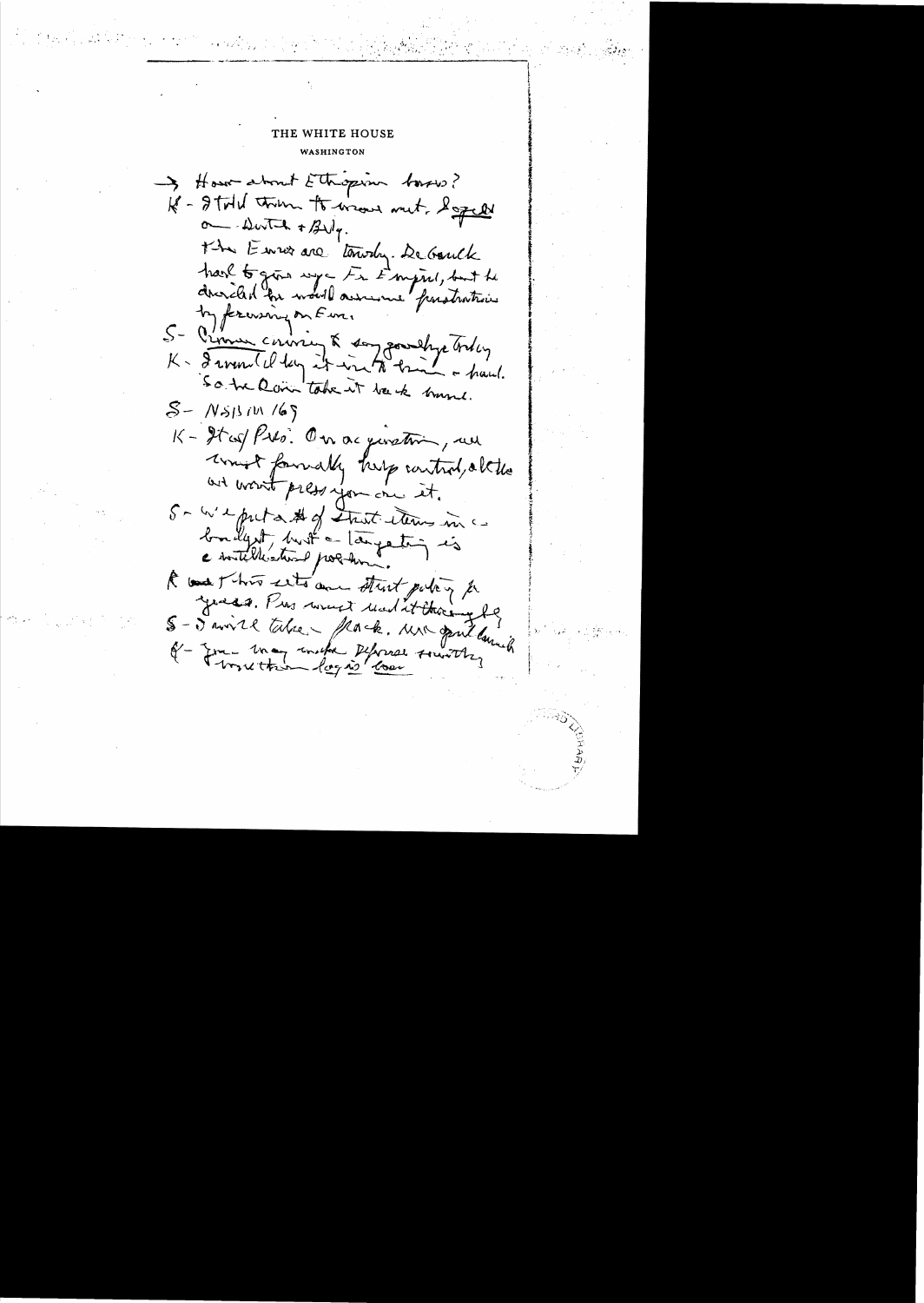THE WHITE HOUSE
WASHINGTON

→ How about Ethiopian bases?

K - I told them to move out. Suggest on Dutch + Belg.

The Euros are touchy. DeGaulle had to give up Fr Empire, but he overruled[?] [but] he would assume frustration by focusing on Euro.

S - Crown coming & say goodbye today

K - I would lay it in to him - hard. So he can take it back home.

S - NSSM 169

K - It's of Pres. On acquisition, we must formally keep control, altho we won't press you on it.

S - We put a # of such items in a budget, but a targeting is a intellectual problem.

K and this sets our strat policy for years. Pres must read it thoroughly

S - I will take flack. We put launch

K - You may make Defense something worse than [?] loss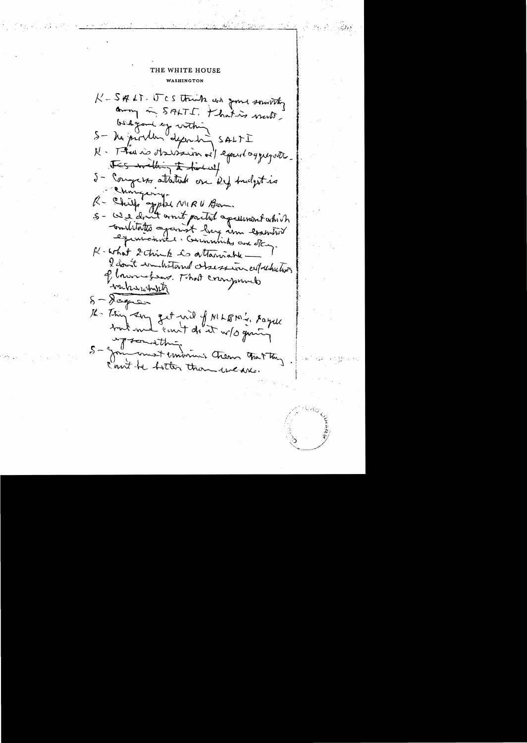THE WHITE HOUSE

WASHINGTON

K - SALT. JCS think we gave something away in SALT I. That is nuts. Based on nothing.

S - No problem defending SALT I

K - There is obsession w/ equal aggregates. JCS willing to trade off

S - Congress attitude on Def budget is changing.

K - Chiefs oppose MIRV Ban.

S - We don't want partial agreement which militates against long-term essential equivalence. Communiqués are OK.

K - What I think is attainable — I don't understand obsession w/ reduction of launchers. That compounds vulnerability

S - Agree.

K - They say get rid of MLBMs. Agree but we can't do it w/o giving up something.

S - You must convince them that they can't be better than we are.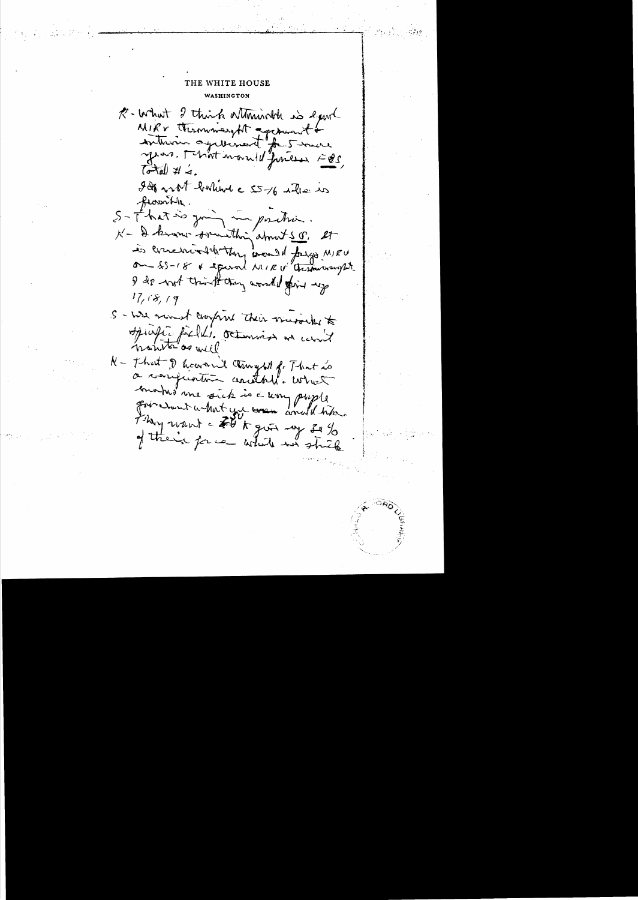THE WHITE HOUSE

WASHINGTON

K - What I think ultimately is equal MIRV throwweight agreement & interim agreement for 5 more years. That would freeze Fbs, Total #'s.

I do not believe c SS-16 there is possible.

S - That is going in position.

K - I know something about SS. It is inconceivable they would forgo MIRV on SS-18 & equal MIRV throwweight. I do not think they would give up 17, 18, 19

S - We must confine their missiles to specific fields. Otherwise we can't monitor as well

K - That I haven't thought of. That is a conjunction conditional. What makes me sick is c wrong people front what you would like. They want c 20 to give up 30% of their force which we think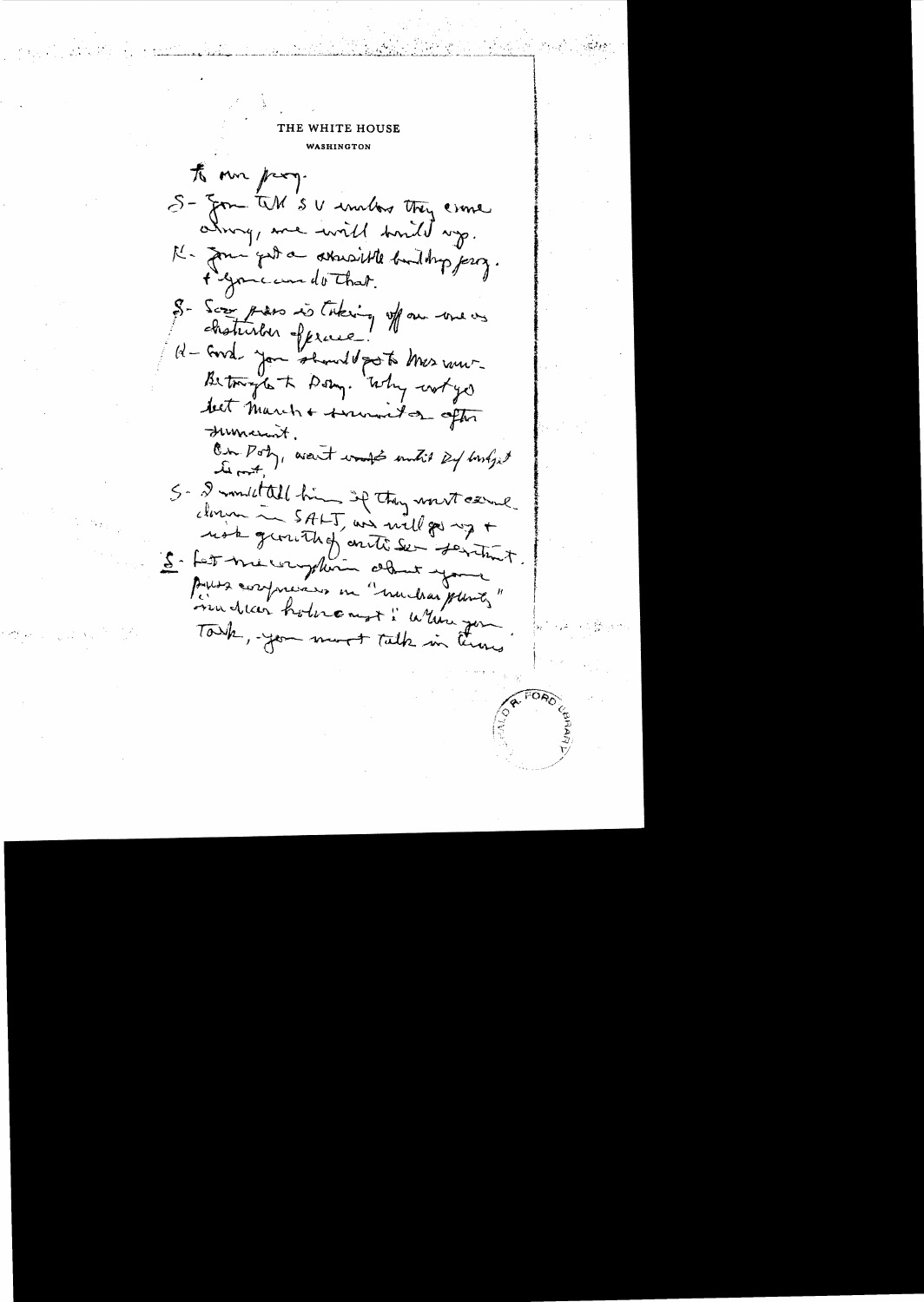THE WHITE HOUSE

WASHINGTON

to our prog.

S- You tell SU unless they come along, we will build up.

K- You got a sensible building prog. & you can do that.

S- Soviet press is taking off on one as disturber of peace.

K- Good. You should go to Moscow. Betraying to Dobry. Why not go last March & summit after Summit.

On Doby, wait words until Def budget is out.

S- I would tell him if they won't come down in SALT, we will go up & risk growth of anti Sov sentiment.

S- Let me complain about your press conference on "nuclear plenty" in nuclear holocaust. When you talk, you must talk in terms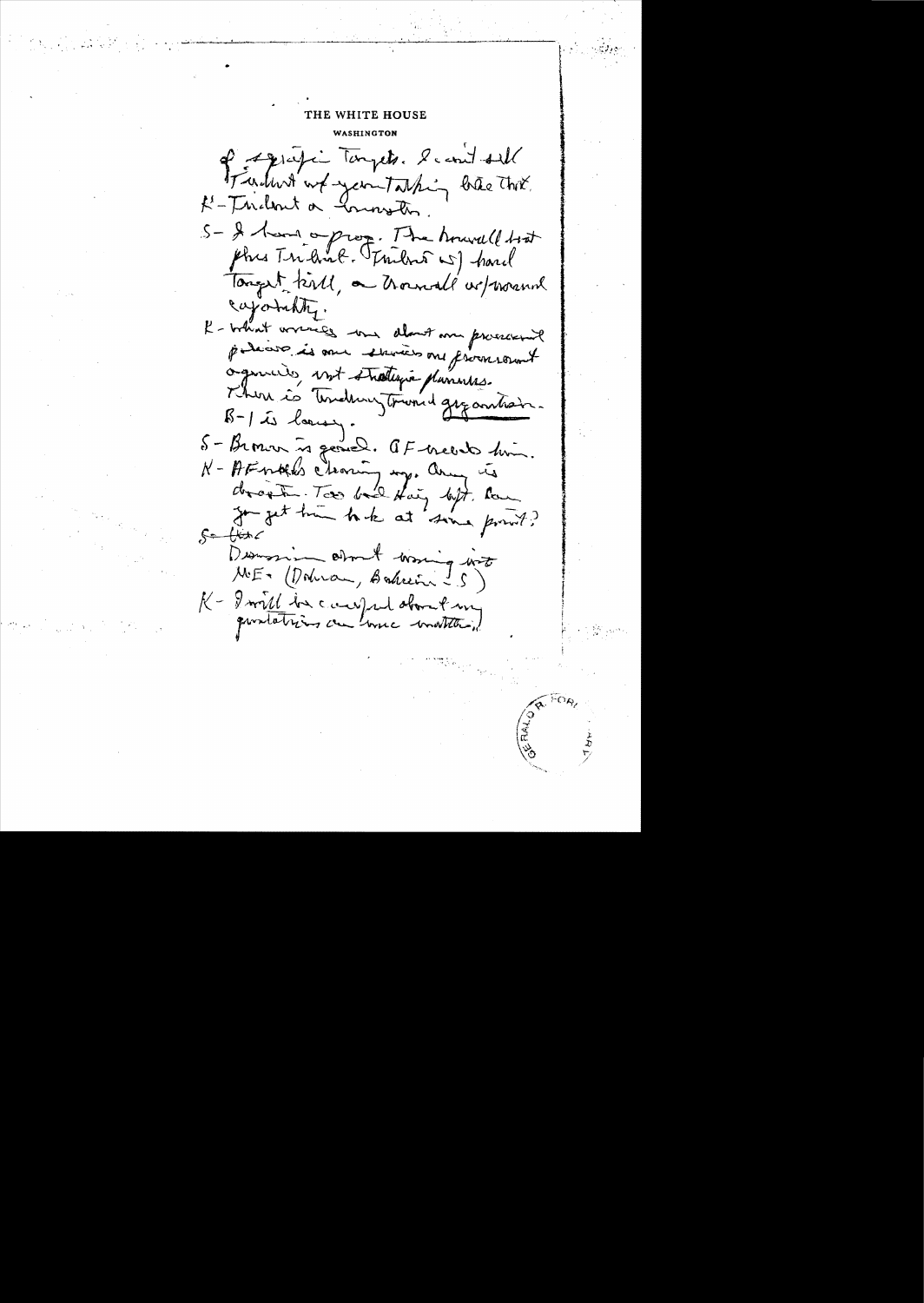THE WHITE HOUSE

WASHINGTON

of specific Targets. I can't tell Trident w/o your talking like that.

K – Trident a monster.

S – I have a prog. The Minuteman[?] plus Trident. Trident w/ hard Target kill, a Minuteman[?] w/ increased capability.

K – What worries me about our procurement policies is our services are procurement agencies, not strategic planners. There is tendency toward gigantism. B-1 is luxury.

S – Brown is good. AF rebuts him.

K – AF ?? cleaning up. Army is disaster. Too bad Haig left. Can you get him back at some point?

S – ???

Discussion about moving into ME. (Dhahran, Bahrain . . . )

K – I will be careful about my quotations on some matters.